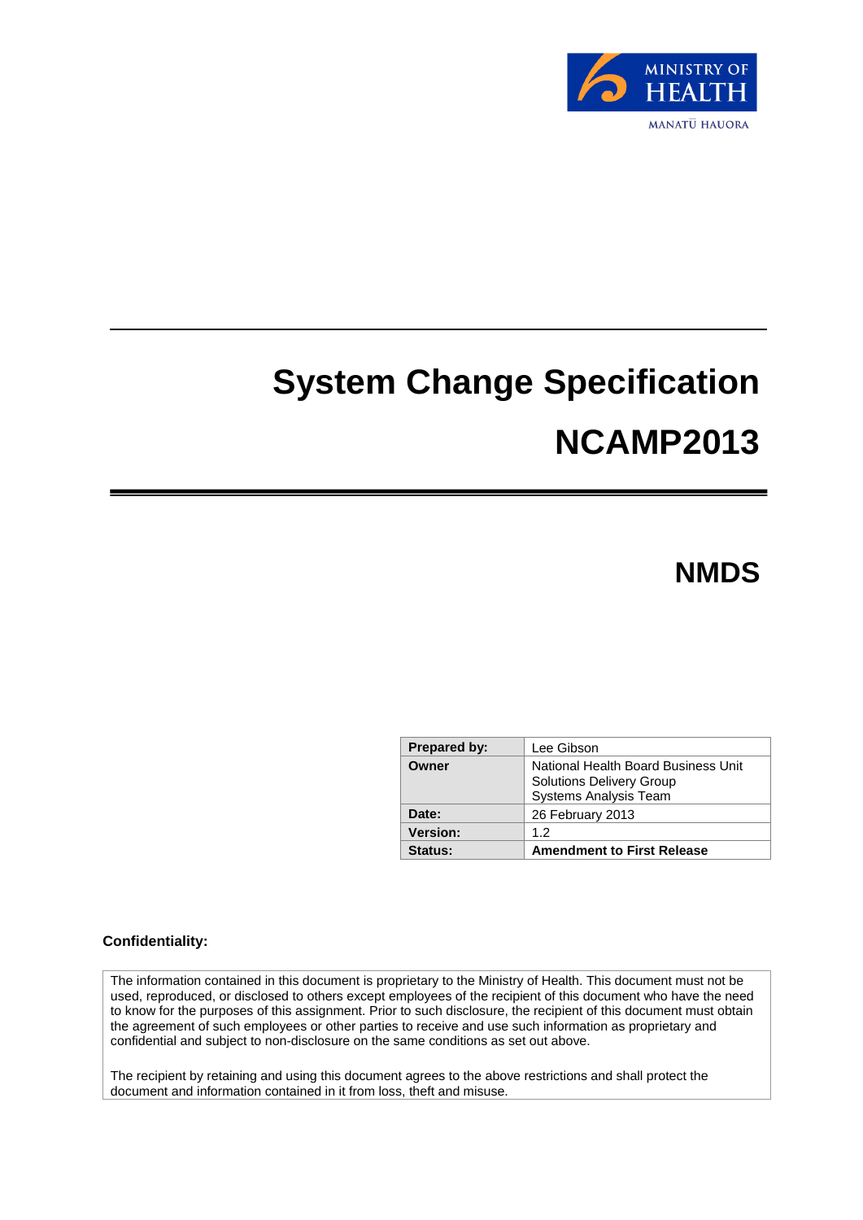MINISTRY OF HEALTH

MANATŪ HAUORA

# System Change Specification

# NCAMP2013

## NMDS

| | |
|---|---|
| **Prepared by:** | Lee Gibson |
| **Owner** | National Health Board Business Unit<br>Solutions Delivery Group<br>Systems Analysis Team |
| **Date:** | 26 February 2013 |
| **Version:** | 1.2 |
| **Status:** | **Amendment to First Release** |

**Confidentiality:**

The information contained in this document is proprietary to the Ministry of Health. This document must not be used, reproduced, or disclosed to others except employees of the recipient of this document who have the need to know for the purposes of this assignment. Prior to such disclosure, the recipient of this document must obtain the agreement of such employees or other parties to receive and use such information as proprietary and confidential and subject to non-disclosure on the same conditions as set out above.

The recipient by retaining and using this document agrees to the above restrictions and shall protect the document and information contained in it from loss, theft and misuse.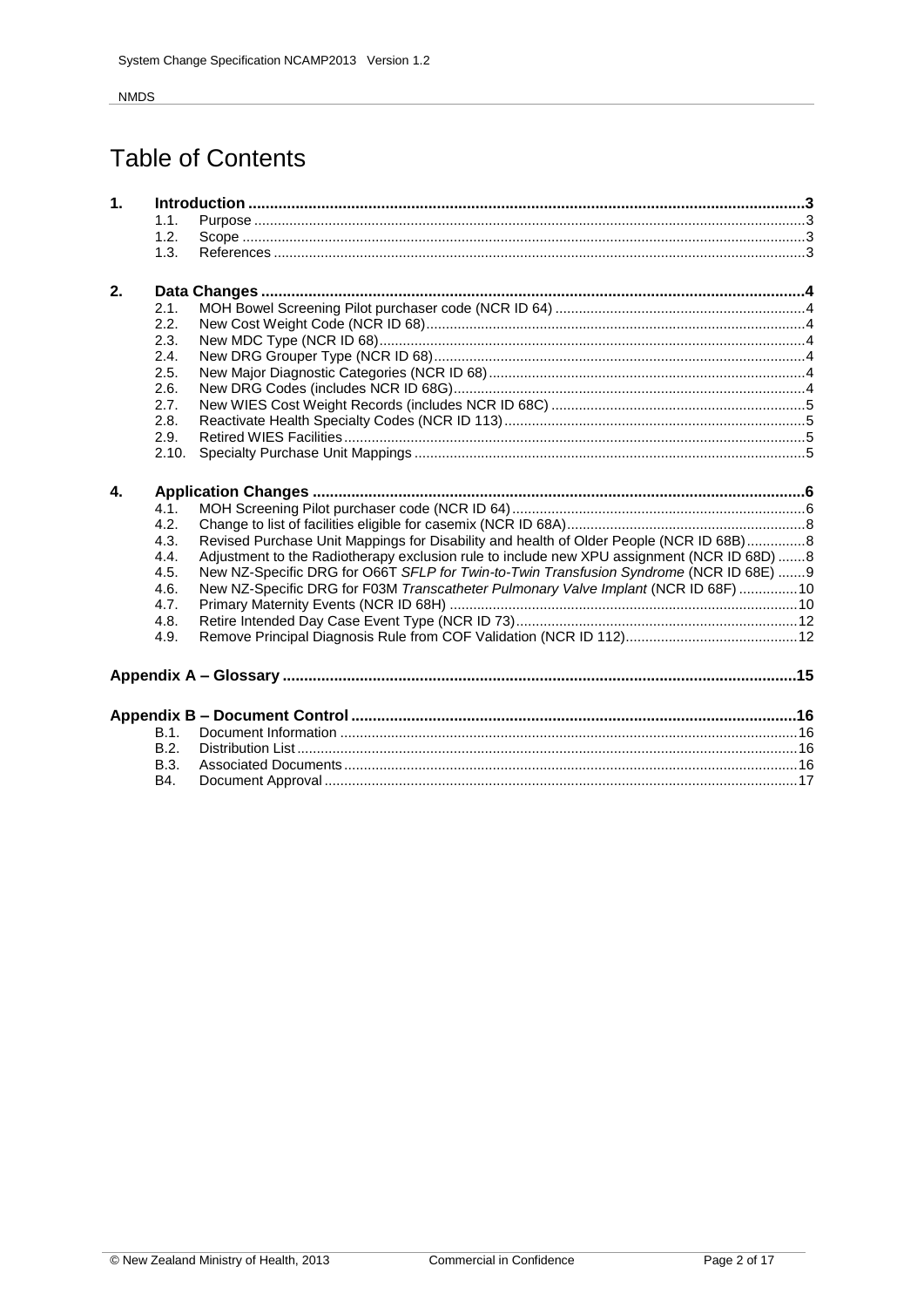# Table of Contents

1. **Introduction** ...... 3
   - 1.1. Purpose ...... 3
   - 1.2. Scope ...... 3
   - 1.3. References ...... 3

2. **Data Changes** ...... 4
   - 2.1. MOH Bowel Screening Pilot purchaser code (NCR ID 64) ...... 4
   - 2.2. New Cost Weight Code (NCR ID 68) ...... 4
   - 2.3. New MDC Type (NCR ID 68) ...... 4
   - 2.4. New DRG Grouper Type (NCR ID 68) ...... 4
   - 2.5. New Major Diagnostic Categories (NCR ID 68) ...... 4
   - 2.6. New DRG Codes (includes NCR ID 68G) ...... 4
   - 2.7. New WIES Cost Weight Records (includes NCR ID 68C) ...... 5
   - 2.8. Reactivate Health Specialty Codes (NCR ID 113) ...... 5
   - 2.9. Retired WIES Facilities ...... 5
   - 2.10. Specialty Purchase Unit Mappings ...... 5

4. **Application Changes** ...... 6
   - 4.1. MOH Screening Pilot purchaser code (NCR ID 64) ...... 6
   - 4.2. Change to list of facilities eligible for casemix (NCR ID 68A) ...... 8
   - 4.3. Revised Purchase Unit Mappings for Disability and health of Older People (NCR ID 68B) ...... 8
   - 4.4. Adjustment to the Radiotherapy exclusion rule to include new XPU assignment (NCR ID 68D) ...... 8
   - 4.5. New NZ-Specific DRG for O66T *SFLP for Twin-to-Twin Transfusion Syndrome* (NCR ID 68E) ...... 9
   - 4.6. New NZ-Specific DRG for F03M *Transcatheter Pulmonary Valve Implant* (NCR ID 68F) ...... 10
   - 4.7. Primary Maternity Events (NCR ID 68H) ...... 10
   - 4.8. Retire Intended Day Case Event Type (NCR ID 73) ...... 12
   - 4.9. Remove Principal Diagnosis Rule from COF Validation (NCR ID 112) ...... 12

**Appendix A – Glossary** ...... 15

**Appendix B – Document Control** ...... 16
   - B.1. Document Information ...... 16
   - B.2. Distribution List ...... 16
   - B.3. Associated Documents ...... 16
   - B4. Document Approval ...... 17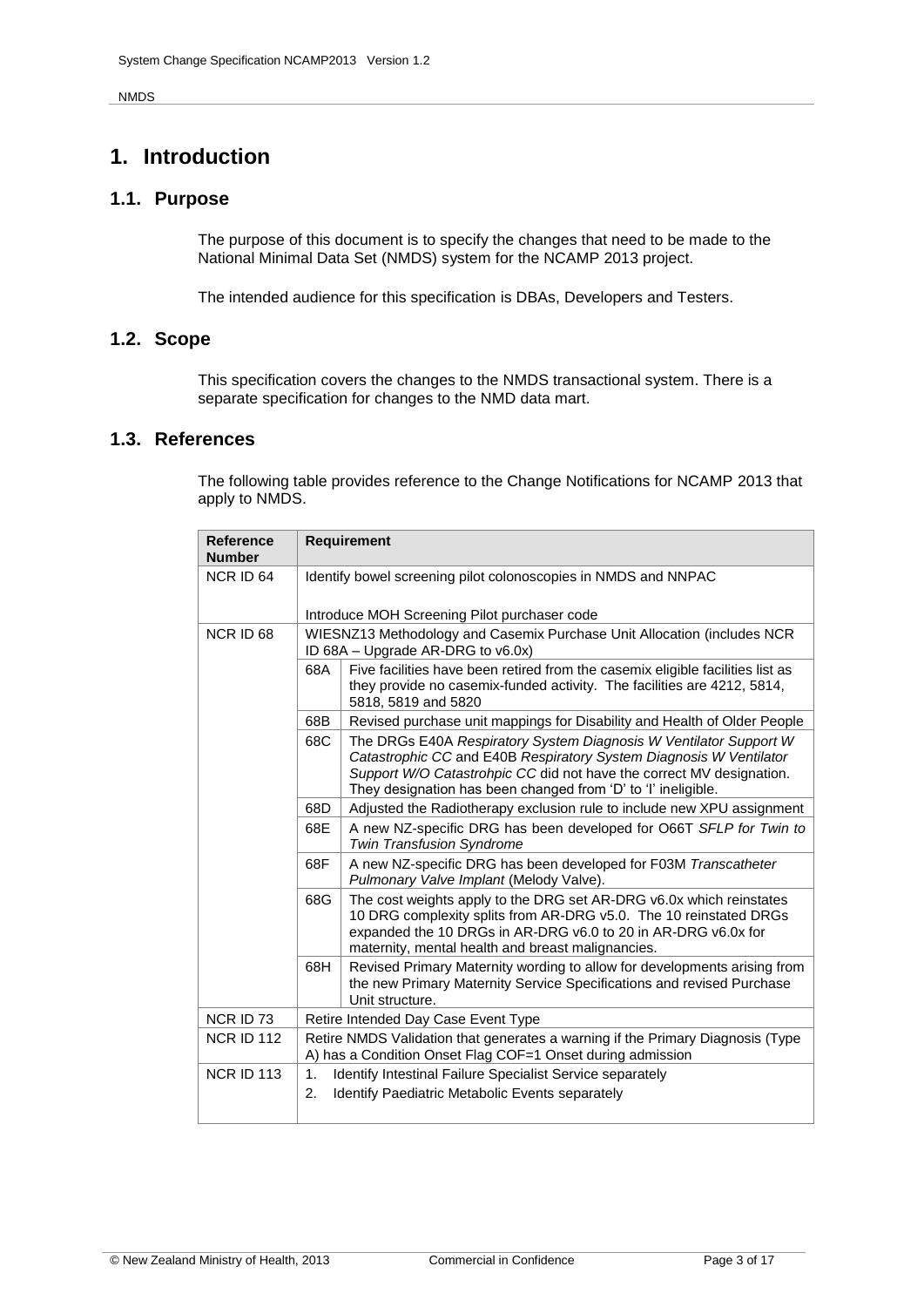# 1. Introduction

## 1.1. Purpose

The purpose of this document is to specify the changes that need to be made to the National Minimal Data Set (NMDS) system for the NCAMP 2013 project.

The intended audience for this specification is DBAs, Developers and Testers.

## 1.2. Scope

This specification covers the changes to the NMDS transactional system. There is a separate specification for changes to the NMD data mart.

## 1.3. References

The following table provides reference to the Change Notifications for NCAMP 2013 that apply to NMDS.

| Reference Number | Requirement | |
|---|---|---|
| NCR ID 64 | Identify bowel screening pilot colonoscopies in NMDS and NNPAC<br><br>Introduce MOH Screening Pilot purchaser code | |
| NCR ID 68 | WIESNZ13 Methodology and Casemix Purchase Unit Allocation (includes NCR ID 68A – Upgrade AR-DRG to v6.0x) | |
| | 68A | Five facilities have been retired from the casemix eligible facilities list as they provide no casemix-funded activity. The facilities are 4212, 5814, 5818, 5819 and 5820 |
| | 68B | Revised purchase unit mappings for Disability and Health of Older People |
| | 68C | The DRGs E40A *Respiratory System Diagnosis W Ventilator Support W Catastrophic CC* and E40B *Respiratory System Diagnosis W Ventilator Support W/O Catastrohpic CC* did not have the correct MV designation. They designation has been changed from 'D' to 'I' ineligible. |
| | 68D | Adjusted the Radiotherapy exclusion rule to include new XPU assignment |
| | 68E | A new NZ-specific DRG has been developed for O66T *SFLP for Twin to Twin Transfusion Syndrome* |
| | 68F | A new NZ-specific DRG has been developed for F03M *Transcatheter Pulmonary Valve Implant* (Melody Valve). |
| | 68G | The cost weights apply to the DRG set AR-DRG v6.0x which reinstates 10 DRG complexity splits from AR-DRG v5.0. The 10 reinstated DRGs expanded the 10 DRGs in AR-DRG v6.0 to 20 in AR-DRG v6.0x for maternity, mental health and breast malignancies. |
| | 68H | Revised Primary Maternity wording to allow for developments arising from the new Primary Maternity Service Specifications and revised Purchase Unit structure. |
| NCR ID 73 | Retire Intended Day Case Event Type | |
| NCR ID 112 | Retire NMDS Validation that generates a warning if the Primary Diagnosis (Type A) has a Condition Onset Flag COF=1 Onset during admission | |
| NCR ID 113 | 1. Identify Intestinal Failure Specialist Service separately<br>2. Identify Paediatric Metabolic Events separately | |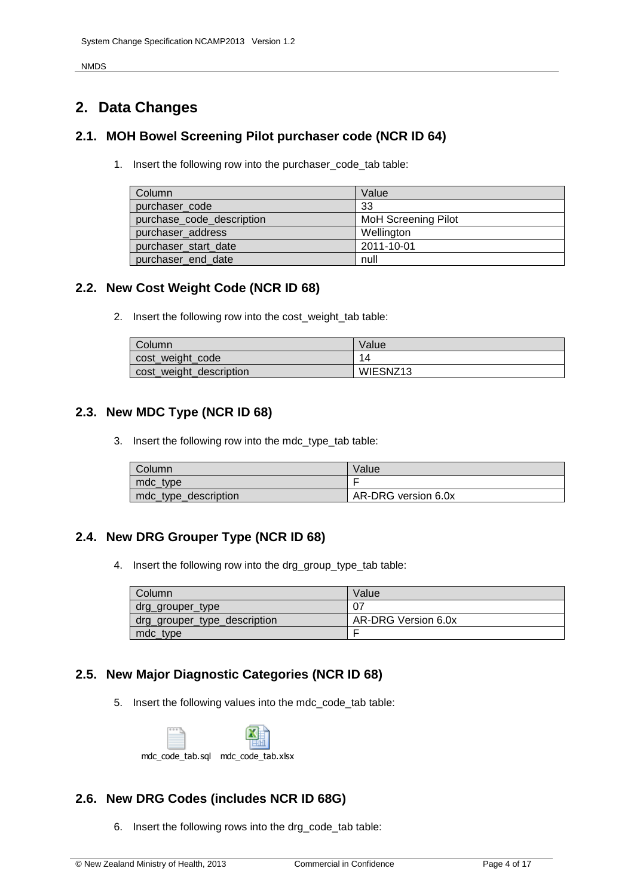## 2. Data Changes

### 2.1. MOH Bowel Screening Pilot purchaser code (NCR ID 64)

1. Insert the following row into the purchaser_code_tab table:

| Column | Value |
|---|---|
| purchaser_code | 33 |
| purchase_code_description | MoH Screening Pilot |
| purchaser_address | Wellington |
| purchaser_start_date | 2011-10-01 |
| purchaser_end_date | null |

### 2.2. New Cost Weight Code (NCR ID 68)

2. Insert the following row into the cost_weight_tab table:

| Column | Value |
|---|---|
| cost_weight_code | 14 |
| cost_weight_description | WIESNZ13 |

### 2.3. New MDC Type (NCR ID 68)

3. Insert the following row into the mdc_type_tab table:

| Column | Value |
|---|---|
| mdc_type | F |
| mdc_type_description | AR-DRG version 6.0x |

### 2.4. New DRG Grouper Type (NCR ID 68)

4. Insert the following row into the drg_group_type_tab table:

| Column | Value |
|---|---|
| drg_grouper_type | 07 |
| drg_grouper_type_description | AR-DRG Version 6.0x |
| mdc_type | F |

### 2.5. New Major Diagnostic Categories (NCR ID 68)

5. Insert the following values into the mdc_code_tab table:

mdc_code_tab.sql mdc_code_tab.xlsx

### 2.6. New DRG Codes (includes NCR ID 68G)

6. Insert the following rows into the drg_code_tab table: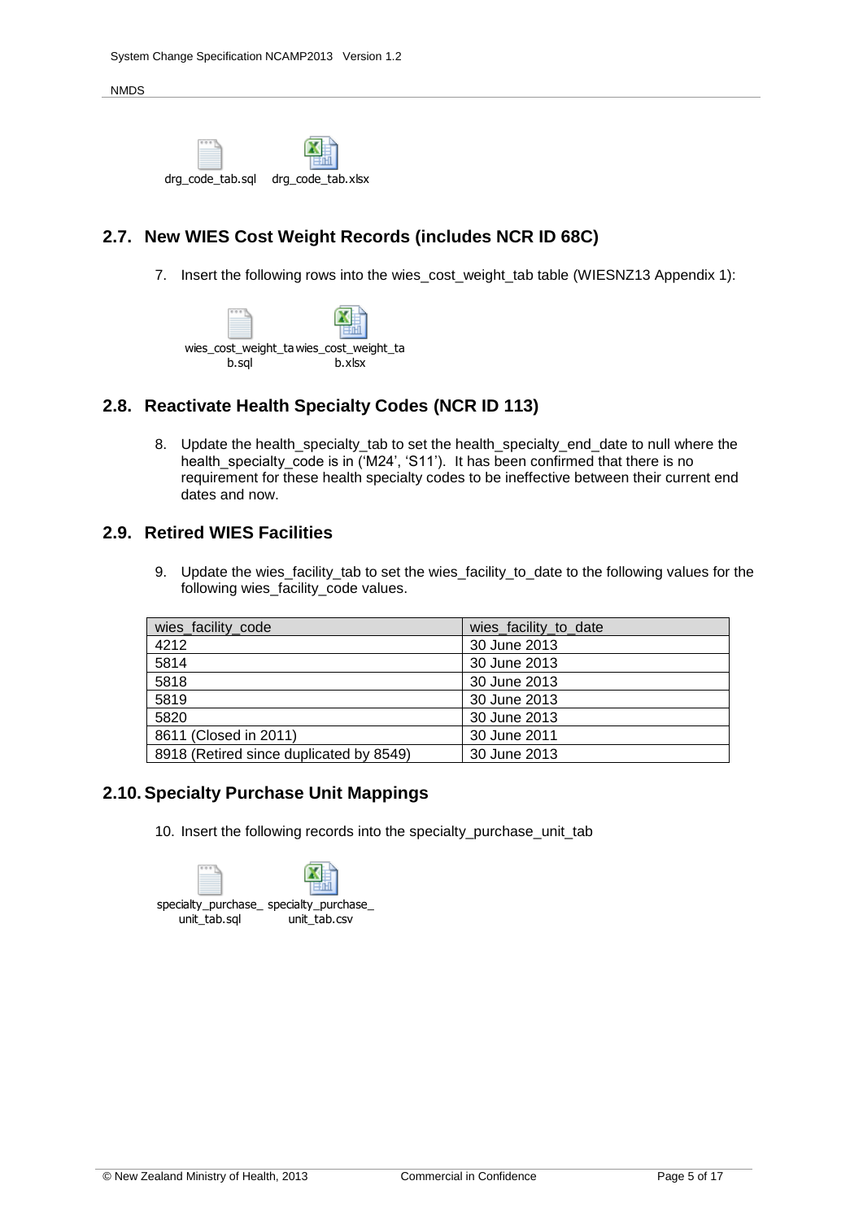drg_code_tab.sql drg_code_tab.xlsx

## 2.7. New WIES Cost Weight Records (includes NCR ID 68C)

7. Insert the following rows into the wies_cost_weight_tab table (WIESNZ13 Appendix 1):

wies_cost_weight_tab.sql wies_cost_weight_tab.xlsx

## 2.8. Reactivate Health Specialty Codes (NCR ID 113)

8. Update the health_specialty_tab to set the health_specialty_end_date to null where the health_specialty_code is in (‘M24’, ‘S11’). It has been confirmed that there is no requirement for these health specialty codes to be ineffective between their current end dates and now.

## 2.9. Retired WIES Facilities

9. Update the wies_facility_tab to set the wies_facility_to_date to the following values for the following wies_facility_code values.

| wies_facility_code | wies_facility_to_date |
|---|---|
| 4212 | 30 June 2013 |
| 5814 | 30 June 2013 |
| 5818 | 30 June 2013 |
| 5819 | 30 June 2013 |
| 5820 | 30 June 2013 |
| 8611 (Closed in 2011) | 30 June 2011 |
| 8918 (Retired since duplicated by 8549) | 30 June 2013 |

## 2.10. Specialty Purchase Unit Mappings

10. Insert the following records into the specialty_purchase_unit_tab

specialty_purchase_unit_tab.sql specialty_purchase_unit_tab.csv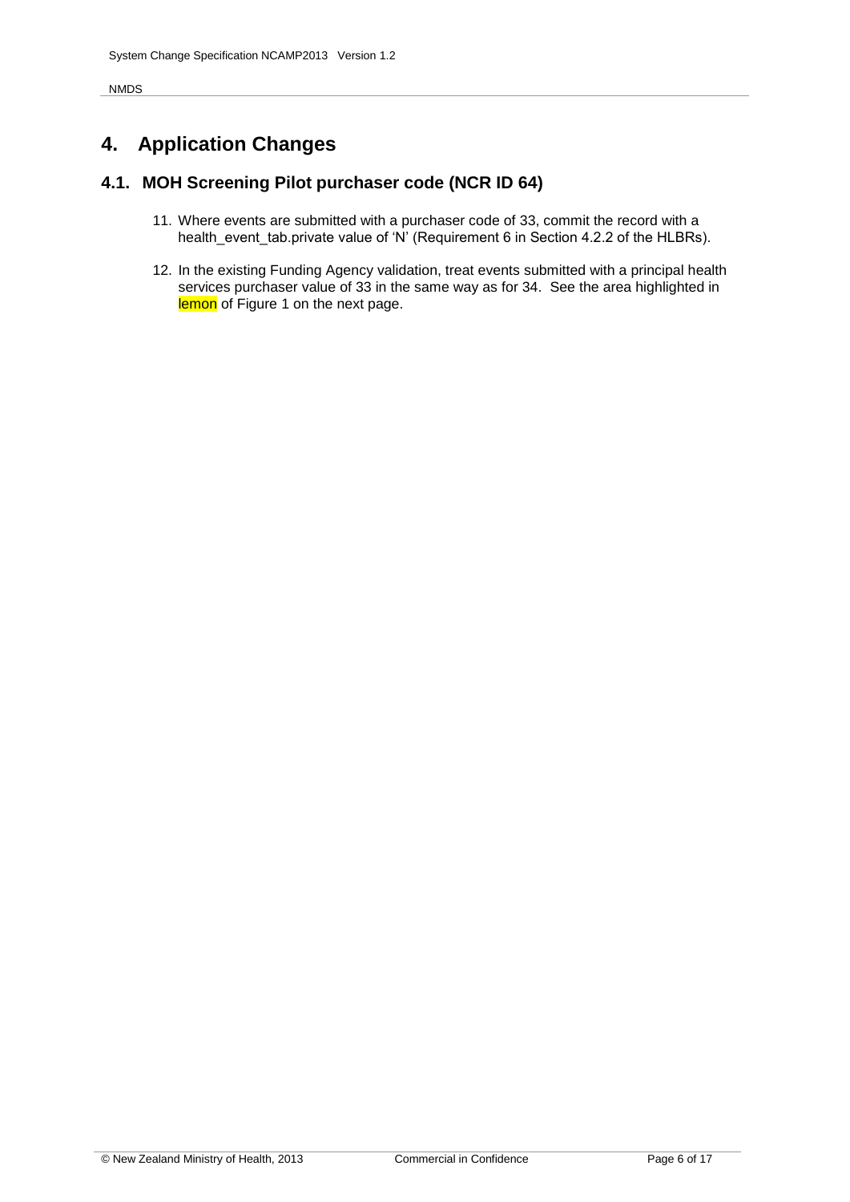# 4. Application Changes

## 4.1. MOH Screening Pilot purchaser code (NCR ID 64)

11. Where events are submitted with a purchaser code of 33, commit the record with a health_event_tab.private value of 'N' (Requirement 6 in Section 4.2.2 of the HLBRs).

12. In the existing Funding Agency validation, treat events submitted with a principal health services purchaser value of 33 in the same way as for 34. See the area highlighted in lemon of Figure 1 on the next page.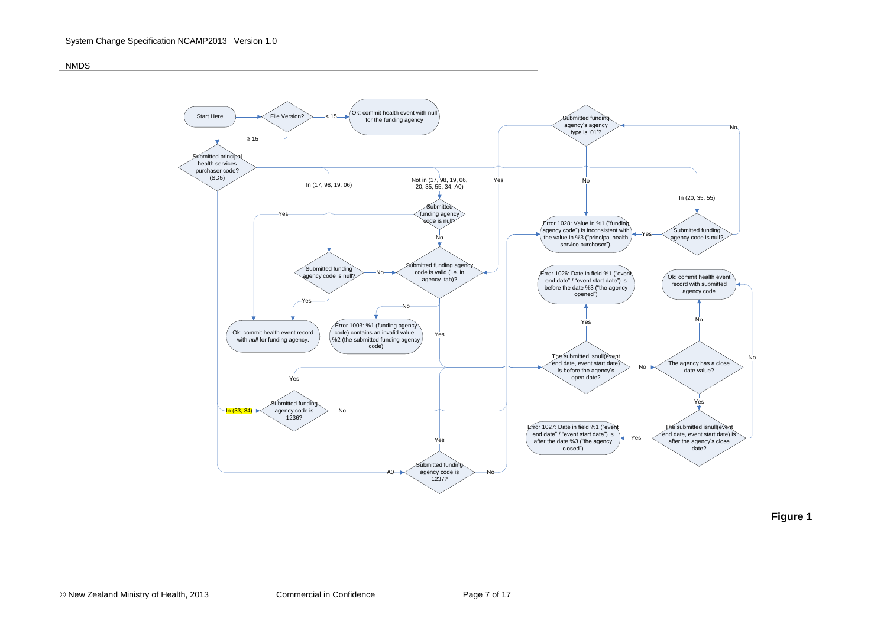Start Here

File Version?

< 15

Ok: commit health event with null for the funding agency

≥ 15

Submitted principal health services purchaser code? (SD5)

In (17, 98, 19, 06)

Not in (17, 98, 19, 06, 20, 35, 55, 34, A0)

In (20, 35, 55)

In (33, 34)

A0

Submitted funding agency's agency type is '01'?

Yes

No

No

Submitted funding agency code is null?

Yes

No

Error 1028: Value in %1 ("funding agency code") is inconsistent with the value in %3 ("principal health service purchaser").

Submitted funding agency code is null?

Yes

Submitted funding agency code is null?

No

Submitted funding agency code is valid (i.e. in agency_tab)?

Yes

Ok: commit health event record with *null* for funding agency.

No

Error 1003: %1 (funding agency code) contains an invalid value - %2 (the submitted funding agency code)

Yes

Error 1026: Date in field %1 ("event end date" / "event start date") is before the date %3 ("the agency opened")

Yes

Ok: commit health event record with submitted agency code

No

The submitted isnull(event end date, event start date) is before the agency's open date?

No

The agency has a close date value?

No

Yes

Yes

Submitted funding agency code is 1236?

No

Error 1027: Date in field %1 ("event end date" / "event start date") is after the date %3 ("the agency closed")

Yes

The submitted isnull(event end date, event start date) is after the agency's close date?

Yes

Submitted funding agency code is 1237?

No

**Figure 1**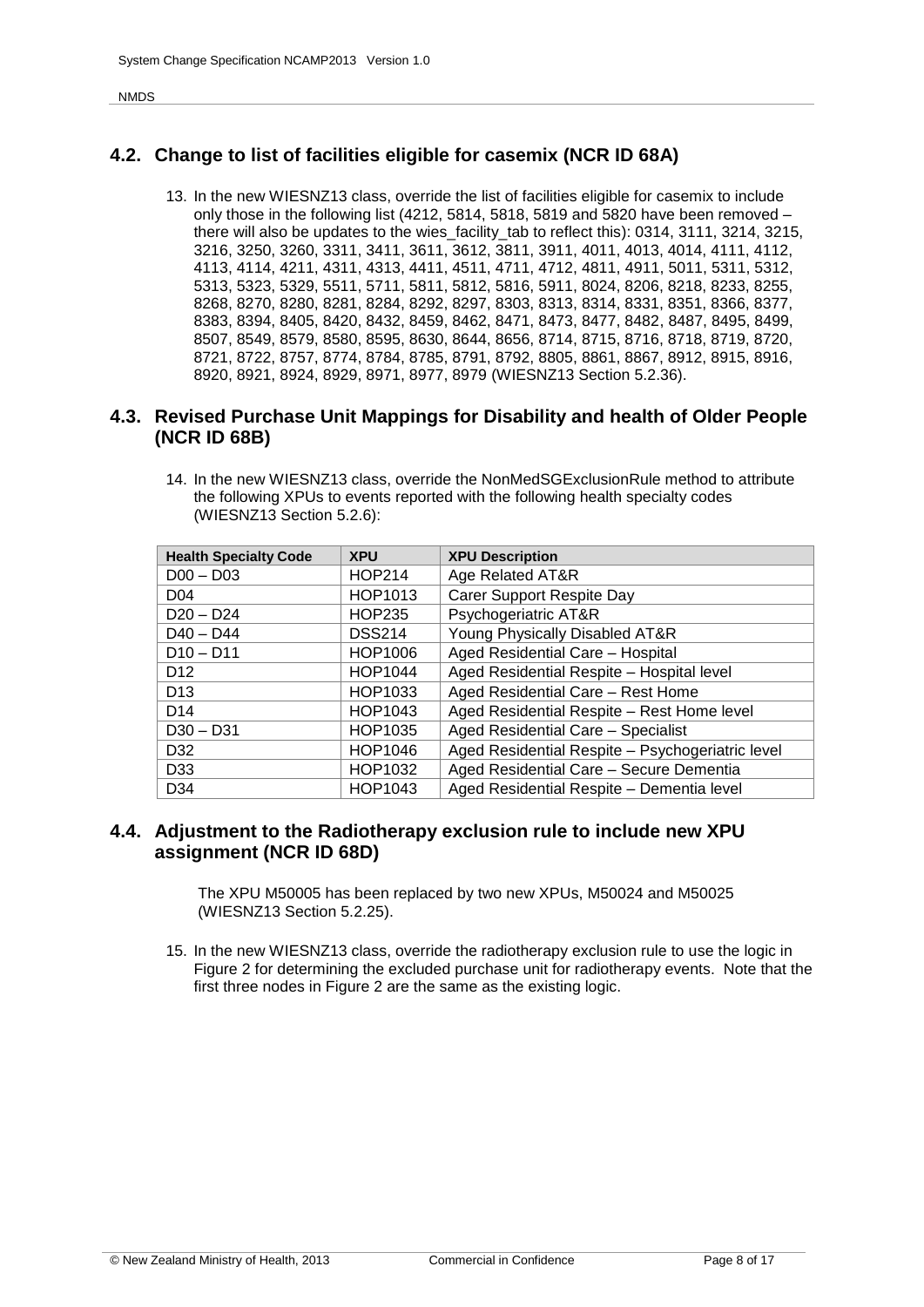## 4.2. Change to list of facilities eligible for casemix (NCR ID 68A)

13. In the new WIESNZ13 class, override the list of facilities eligible for casemix to include only those in the following list (4212, 5814, 5818, 5819 and 5820 have been removed – there will also be updates to the wies_facility_tab to reflect this): 0314, 3111, 3214, 3215, 3216, 3250, 3260, 3311, 3411, 3611, 3612, 3811, 3911, 4011, 4013, 4014, 4111, 4112, 4113, 4114, 4211, 4311, 4313, 4411, 4511, 4711, 4712, 4811, 4911, 5011, 5311, 5312, 5313, 5323, 5329, 5511, 5711, 5811, 5812, 5816, 5911, 8024, 8206, 8218, 8233, 8255, 8268, 8270, 8280, 8281, 8284, 8292, 8297, 8303, 8313, 8314, 8331, 8351, 8366, 8377, 8383, 8394, 8405, 8420, 8432, 8459, 8462, 8471, 8473, 8477, 8482, 8487, 8495, 8499, 8507, 8549, 8579, 8580, 8595, 8630, 8644, 8656, 8714, 8715, 8716, 8718, 8719, 8720, 8721, 8722, 8757, 8774, 8784, 8785, 8791, 8792, 8805, 8861, 8867, 8912, 8915, 8916, 8920, 8921, 8924, 8929, 8971, 8977, 8979 (WIESNZ13 Section 5.2.36).

## 4.3. Revised Purchase Unit Mappings for Disability and health of Older People (NCR ID 68B)

14. In the new WIESNZ13 class, override the NonMedSGExclusionRule method to attribute the following XPUs to events reported with the following health specialty codes (WIESNZ13 Section 5.2.6):

| Health Specialty Code | XPU | XPU Description |
|---|---|---|
| D00 – D03 | HOP214 | Age Related AT&R |
| D04 | HOP1013 | Carer Support Respite Day |
| D20 – D24 | HOP235 | Psychogeriatric AT&R |
| D40 – D44 | DSS214 | Young Physically Disabled AT&R |
| D10 – D11 | HOP1006 | Aged Residential Care – Hospital |
| D12 | HOP1044 | Aged Residential Respite – Hospital level |
| D13 | HOP1033 | Aged Residential Care – Rest Home |
| D14 | HOP1043 | Aged Residential Respite – Rest Home level |
| D30 – D31 | HOP1035 | Aged Residential Care – Specialist |
| D32 | HOP1046 | Aged Residential Respite – Psychogeriatric level |
| D33 | HOP1032 | Aged Residential Care – Secure Dementia |
| D34 | HOP1043 | Aged Residential Respite – Dementia level |

## 4.4. Adjustment to the Radiotherapy exclusion rule to include new XPU assignment (NCR ID 68D)

The XPU M50005 has been replaced by two new XPUs, M50024 and M50025 (WIESNZ13 Section 5.2.25).

15. In the new WIESNZ13 class, override the radiotherapy exclusion rule to use the logic in Figure 2 for determining the excluded purchase unit for radiotherapy events. Note that the first three nodes in Figure 2 are the same as the existing logic.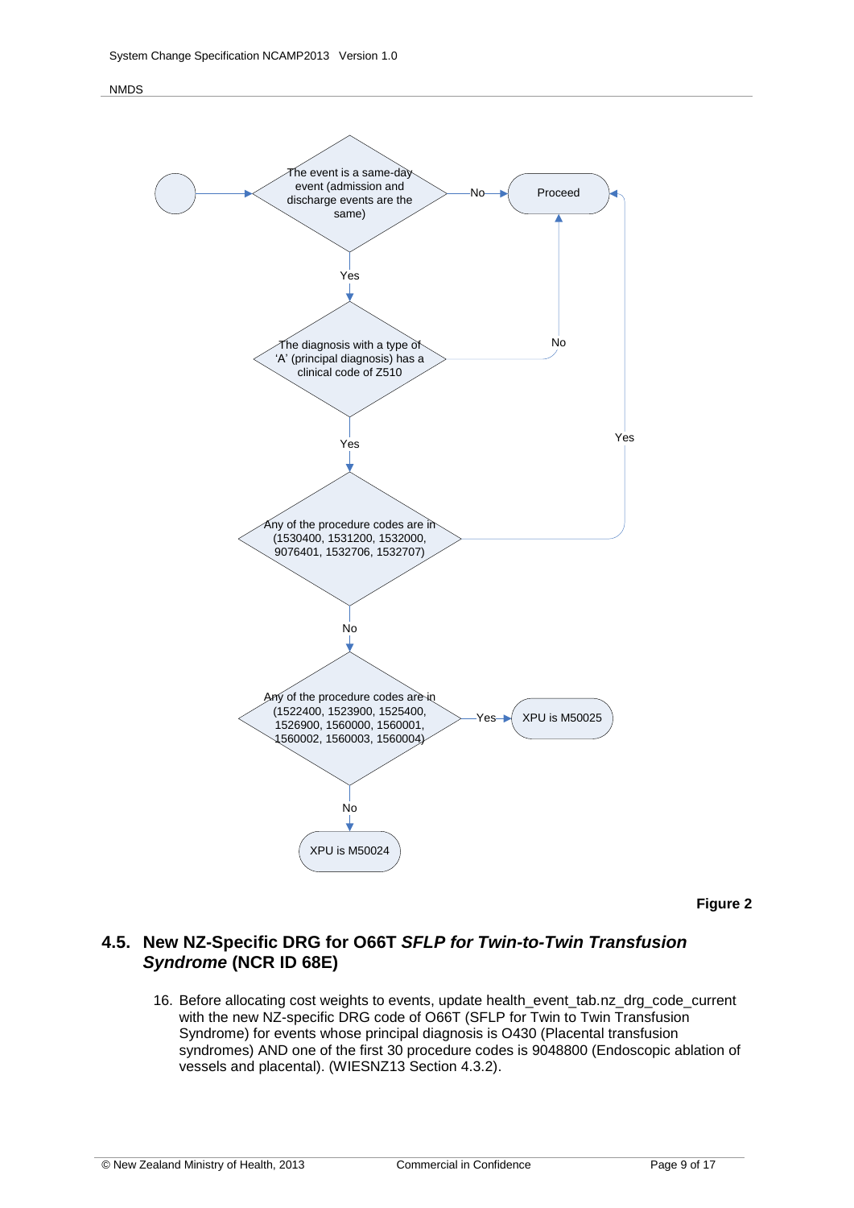The event is a same-day event (admission and discharge events are the same)

No

Proceed

Yes

The diagnosis with a type of 'A' (principal diagnosis) has a clinical code of Z510

No

Yes

Yes

Any of the procedure codes are in (1530400, 1531200, 1532000, 9076401, 1532706, 1532707)

No

Any of the procedure codes are in (1522400, 1523900, 1525400, 1526900, 1560000, 1560001, 1560002, 1560003, 1560004)

Yes

XPU is M50025

No

XPU is M50024

**Figure 2**

## 4.5. New NZ-Specific DRG for O66T *SFLP for Twin-to-Twin Transfusion Syndrome* (NCR ID 68E)

16. Before allocating cost weights to events, update health_event_tab.nz_drg_code_current with the new NZ-specific DRG code of O66T (SFLP for Twin to Twin Transfusion Syndrome) for events whose principal diagnosis is O430 (Placental transfusion syndromes) AND one of the first 30 procedure codes is 9048800 (Endoscopic ablation of vessels and placental). (WIESNZ13 Section 4.3.2).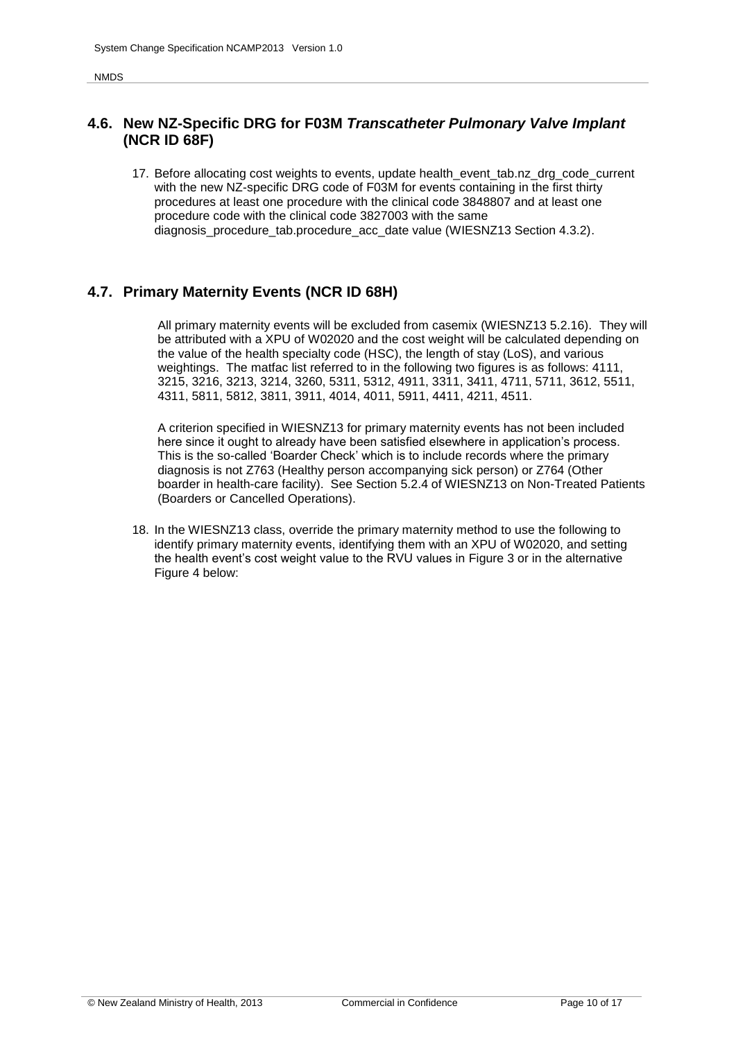## 4.6. New NZ-Specific DRG for F03M *Transcatheter Pulmonary Valve Implant* (NCR ID 68F)

17. Before allocating cost weights to events, update health_event_tab.nz_drg_code_current with the new NZ-specific DRG code of F03M for events containing in the first thirty procedures at least one procedure with the clinical code 3848807 and at least one procedure code with the clinical code 3827003 with the same diagnosis_procedure_tab.procedure_acc_date value (WIESNZ13 Section 4.3.2).

## 4.7. Primary Maternity Events (NCR ID 68H)

All primary maternity events will be excluded from casemix (WIESNZ13 5.2.16). They will be attributed with a XPU of W02020 and the cost weight will be calculated depending on the value of the health specialty code (HSC), the length of stay (LoS), and various weightings. The matfac list referred to in the following two figures is as follows: 4111, 3215, 3216, 3213, 3214, 3260, 5311, 5312, 4911, 3311, 3411, 4711, 5711, 3612, 5511, 4311, 5811, 5812, 3811, 3911, 4014, 4011, 5911, 4411, 4211, 4511.

A criterion specified in WIESNZ13 for primary maternity events has not been included here since it ought to already have been satisfied elsewhere in application's process. This is the so-called 'Boarder Check' which is to include records where the primary diagnosis is not Z763 (Healthy person accompanying sick person) or Z764 (Other boarder in health-care facility). See Section 5.2.4 of WIESNZ13 on Non-Treated Patients (Boarders or Cancelled Operations).

18. In the WIESNZ13 class, override the primary maternity method to use the following to identify primary maternity events, identifying them with an XPU of W02020, and setting the health event's cost weight value to the RVU values in Figure 3 or in the alternative Figure 4 below: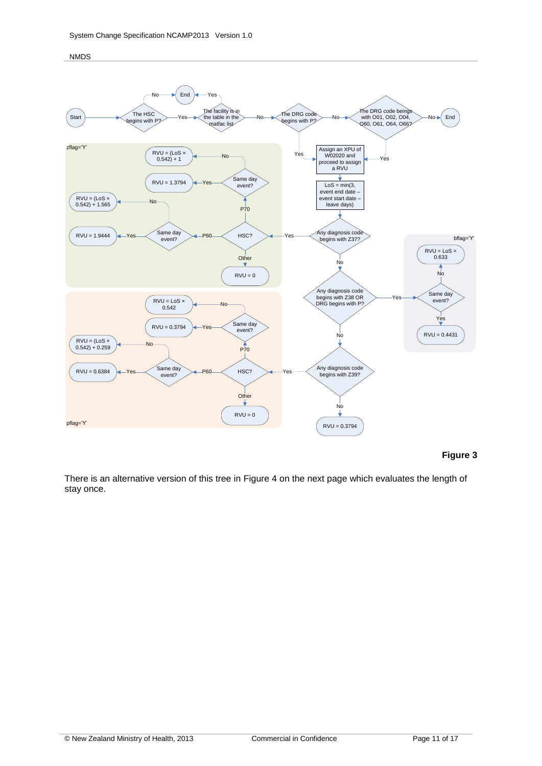Start

The HSC begins with P?

No

End

Yes

The facility is in the table in the matfac list

No

The DRG code begins with P?

No

The DRG code beings with O01, O02, O04, O60, O61, O64, O66?

No

End

Yes

Yes

Assign an XPU of W02020 and proceed to assign a RVU

LoS = min(3, event end date – event start date – leave days)

zflag='Y'

RVU = (LoS × 0.542) + 1

RVU = 1.3794

Same day event?

RVU = (LoS × 0.542) + 1.565

P70

RVU = 1.9444

Same day event?

P60

HSC?

Any diagnosis code begins with Z37?

Other

RVU = 0

bflag='Y'

RVU = LoS × 0.633

Same day event?

RVU = 0.4431

Any diagnosis code begins with Z38 OR DRG begins with P?

RVU = LoS × 0.542

RVU = 0.3794

Same day event?

RVU = (LoS × 0.542) + 0.259

P70

RVU = 0.6384

Same day event?

P60

HSC?

Any diagnosis code begins with Z39?

Other

RVU = 0

RVU = 0.3794

pflag='Y'

**Figure 3**

There is an alternative version of this tree in Figure 4 on the next page which evaluates the length of stay once.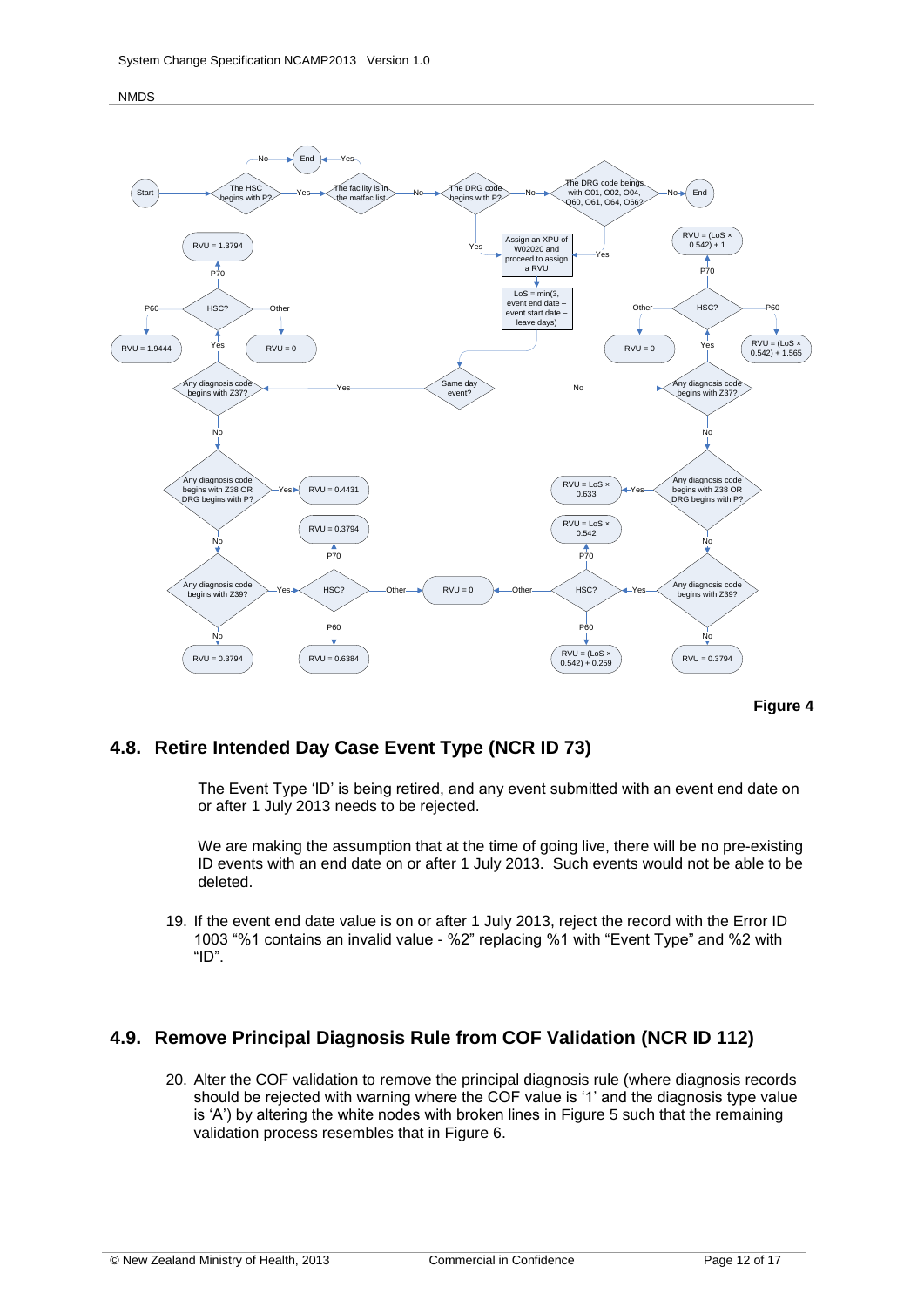Start

The HSC begins with P?

No

End

Yes

The facility is in the matfac list

No

The DRG code begins with P?

No

The DRG code beings with O01, O02, O04, O60, O61, O64, O66?

No

End

Yes

Assign an XPU of W02020 and proceed to assign a RVU

Yes

LoS = min(3, event end date – event start date – leave days)

Same day event?

Yes

No

Any diagnosis code begins with Z37?

Yes

HSC?

P70

RVU = 1.3794

P60

RVU = 1.9444

Other

RVU = 0

No

Any diagnosis code begins with Z38 OR DRG begins with P?

Yes

RVU = 0.4431

No

Any diagnosis code begins with Z39?

Yes

HSC?

P70

RVU = 0.3794

P60

RVU = 0.6384

Other

RVU = 0

No

RVU = 0.3794

Any diagnosis code begins with Z37?

Yes

HSC?

P70

RVU = (LoS × 0.542) + 1

P60

RVU = (LoS × 0.542) + 1.565

Other

RVU = 0

No

Any diagnosis code begins with Z38 OR DRG begins with P?

Yes

RVU = LoS × 0.633

No

Any diagnosis code begins with Z39?

Yes

HSC?

P70

RVU = LoS × 0.542

P60

RVU = (LoS × 0.542) + 0.259

Other

RVU = 0

No

RVU = 0.3794

**Figure 4**

## 4.8. Retire Intended Day Case Event Type (NCR ID 73)

The Event Type 'ID' is being retired, and any event submitted with an event end date on or after 1 July 2013 needs to be rejected.

We are making the assumption that at the time of going live, there will be no pre-existing ID events with an end date on or after 1 July 2013. Such events would not be able to be deleted.

19. If the event end date value is on or after 1 July 2013, reject the record with the Error ID 1003 "%1 contains an invalid value - %2" replacing %1 with "Event Type" and %2 with "ID".

## 4.9. Remove Principal Diagnosis Rule from COF Validation (NCR ID 112)

20. Alter the COF validation to remove the principal diagnosis rule (where diagnosis records should be rejected with warning where the COF value is '1' and the diagnosis type value is 'A') by altering the white nodes with broken lines in Figure 5 such that the remaining validation process resembles that in Figure 6.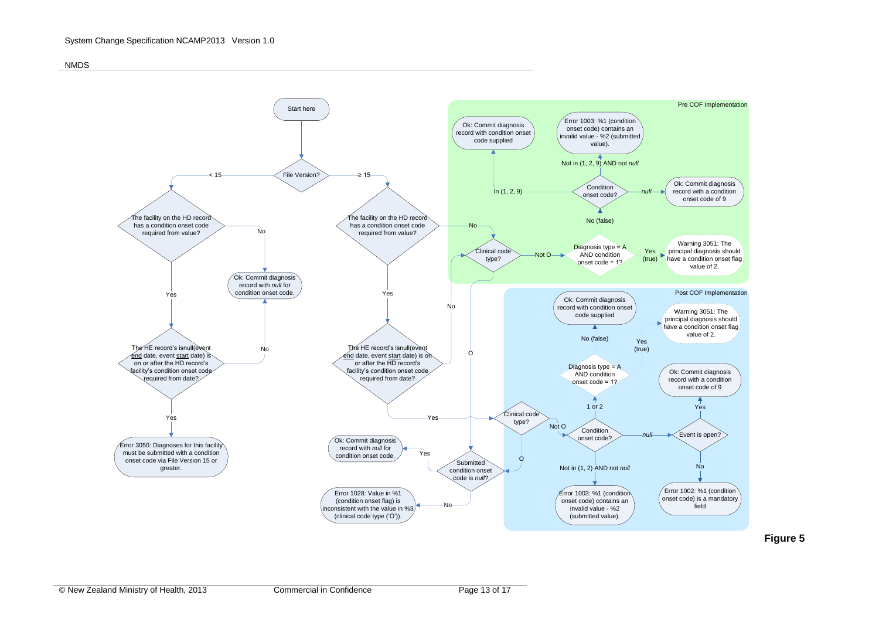Start here

File Version?

< 15

≥ 15

The facility on the HD record has a condition onset code required from value?

No

Ok: Commit diagnosis record with *null* for condition onset code.

Yes

The HE record's isnull(event end date, event start date) is on or after the HD record's facility's condition onset code required from date?

No

Yes

Error 3050: Diagnoses for this facility must be submitted with a condition onset code via File Version 15 or greater.

The facility on the HD record has a condition onset code required from value?

No

Yes

The HE record's isnull(event end date, event start date) is on or after the HD record's facility's condition onset code required from date?

No

Yes

Pre COF Implementation

Ok: Commit diagnosis record with condition onset code supplied

Error 1003: %1 (condition onset code) contains an invalid value - %2 (submitted value).

Not in (1, 2, 9) AND not *null*

In (1, 2, 9)

Condition onset code?

*null*

Ok: Commit diagnosis record with a condition onset code of 9

No (false)

Clinical code type?

Not O

Diagnosis type = A AND condition onset code = 1?

Yes (true)

Warning 3051: The principal diagnosis should have a condition onset flag value of 2.

O

Post COF Implementation

Ok: Commit diagnosis record with condition onset code supplied

No (false)

Yes (true)

Warning 3051: The principal diagnosis should have a condition onset flag value of 2.

Diagnosis type = A AND condition onset code = 1?

Ok: Commit diagnosis record with a condition onset code of 9

1 or 2

Yes

Clinical code type?

Not O

Condition onset code?

*null*

Event is open?

O

Not in (1, 2) AND not *null*

No

Error 1003: %1 (condition onset code) contains an invalid value - %2 (submitted value).

Error 1002: %1 (condition onset code) is a mandatory field

Ok: Commit diagnosis record with *null* for condition onset code.

Yes

Submitted condition onset code is *null*?

No

Error 1028: Value in %1 (condition onset flag) is inconsistent with the value in %3 (clinical code type ('O')).

**Figure 5**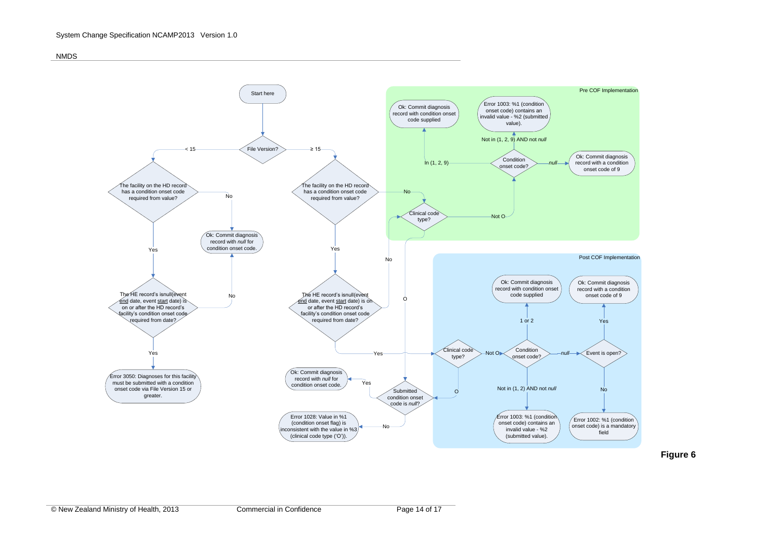Start here

File Version?

< 15

≥ 15

The facility on the HD record has a condition onset code required from value?

No

Ok: Commit diagnosis record with *null* for condition onset code.

Yes

The HE record's isnull(event end date, event start date) is on or after the HD record's facility's condition onset code required from date?

No

Yes

Error 3050: Diagnoses for this facility must be submitted with a condition onset code via File Version 15 or greater.

The facility on the HD record has a condition onset code required from value?

No

Yes

The HE record's isnull(event end date, event start date) is on or after the HD record's facility's condition onset code required from date?

No

Yes

Pre COF Implementation

Ok: Commit diagnosis record with condition onset code supplied

Error 1003: %1 (condition onset code) contains an invalid value - %2 (submitted value).

Not in (1, 2, 9) AND not *null*

In (1, 2, 9)

Condition onset code?

*null*

Ok: Commit diagnosis record with a condition onset code of 9

Clinical code type?

Not O

O

Post COF Implementation

Ok: Commit diagnosis record with condition onset code supplied

Ok: Commit diagnosis record with a condition onset code of 9

1 or 2

Yes

Clinical code type?

Not O

Condition onset code?

*null*

Event is open?

Not in (1, 2) AND not *null*

No

O

Error 1003: %1 (condition onset code) contains an invalid value - %2 (submitted value).

Error 1002: %1 (condition onset code) is a mandatory field

Ok: Commit diagnosis record with *null* for condition onset code.

Yes

Submitted condition onset code is *null*?

No

Error 1028: Value in %1 (condition onset flag) is inconsistent with the value in %3 (clinical code type ('O')).

**Figure 6**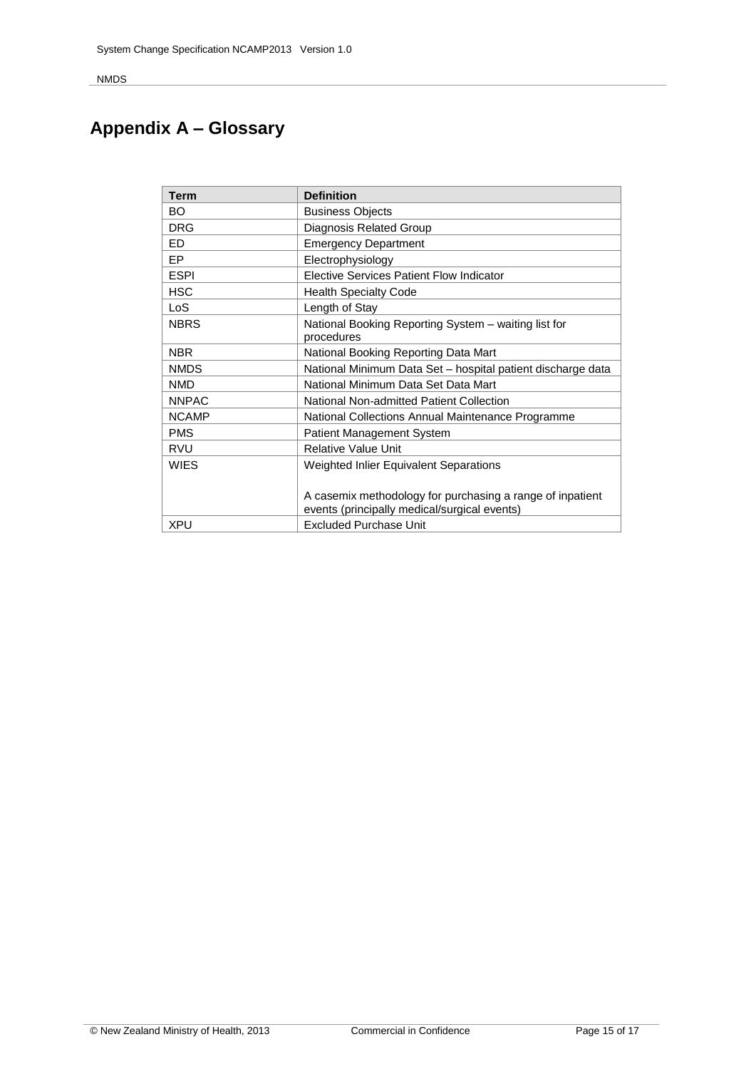# Appendix A – Glossary

| Term | Definition |
|---|---|
| BO | Business Objects |
| DRG | Diagnosis Related Group |
| ED | Emergency Department |
| EP | Electrophysiology |
| ESPI | Elective Services Patient Flow Indicator |
| HSC | Health Specialty Code |
| LoS | Length of Stay |
| NBRS | National Booking Reporting System – waiting list for procedures |
| NBR | National Booking Reporting Data Mart |
| NMDS | National Minimum Data Set – hospital patient discharge data |
| NMD | National Minimum Data Set Data Mart |
| NNPAC | National Non-admitted Patient Collection |
| NCAMP | National Collections Annual Maintenance Programme |
| PMS | Patient Management System |
| RVU | Relative Value Unit |
| WIES | Weighted Inlier Equivalent Separations<br><br>A casemix methodology for purchasing a range of inpatient events (principally medical/surgical events) |
| XPU | Excluded Purchase Unit |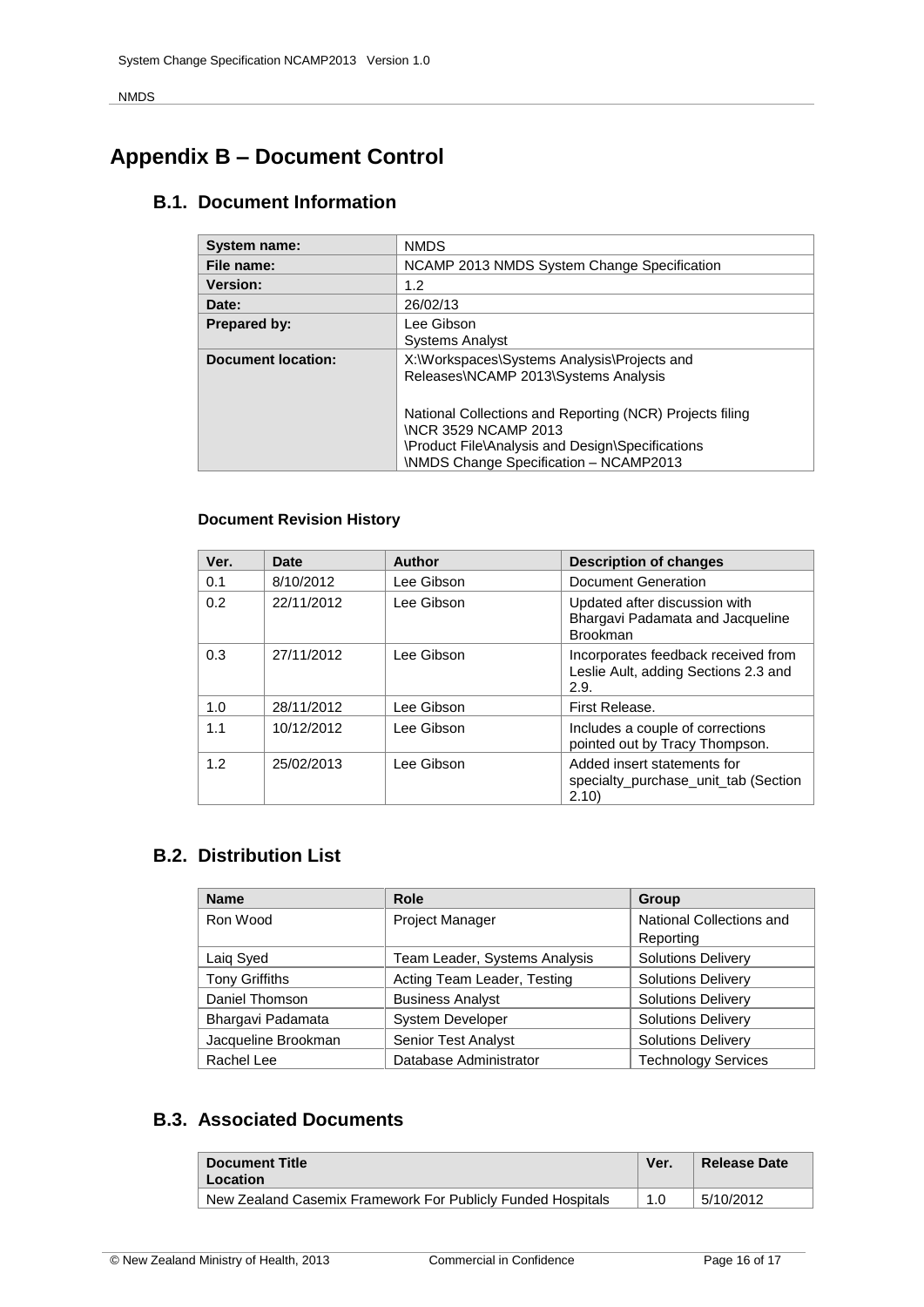# Appendix B – Document Control

## B.1. Document Information

| | |
|---|---|
| **System name:** | NMDS |
| **File name:** | NCAMP 2013 NMDS System Change Specification |
| **Version:** | 1.2 |
| **Date:** | 26/02/13 |
| **Prepared by:** | Lee Gibson<br>Systems Analyst |
| **Document location:** | X:\Workspaces\Systems Analysis\Projects and Releases\NCAMP 2013\Systems Analysis<br><br>National Collections and Reporting (NCR) Projects filing \NCR 3529 NCAMP 2013 \Product File\Analysis and Design\Specifications \NMDS Change Specification – NCAMP2013 |

**Document Revision History**

| Ver. | Date | Author | Description of changes |
|---|---|---|---|
| 0.1 | 8/10/2012 | Lee Gibson | Document Generation |
| 0.2 | 22/11/2012 | Lee Gibson | Updated after discussion with Bhargavi Padamata and Jacqueline Brookman |
| 0.3 | 27/11/2012 | Lee Gibson | Incorporates feedback received from Leslie Ault, adding Sections 2.3 and 2.9. |
| 1.0 | 28/11/2012 | Lee Gibson | First Release. |
| 1.1 | 10/12/2012 | Lee Gibson | Includes a couple of corrections pointed out by Tracy Thompson. |
| 1.2 | 25/02/2013 | Lee Gibson | Added insert statements for specialty_purchase_unit_tab (Section 2.10) |

## B.2. Distribution List

| Name | Role | Group |
|---|---|---|
| Ron Wood | Project Manager | National Collections and Reporting |
| Laiq Syed | Team Leader, Systems Analysis | Solutions Delivery |
| Tony Griffiths | Acting Team Leader, Testing | Solutions Delivery |
| Daniel Thomson | Business Analyst | Solutions Delivery |
| Bhargavi Padamata | System Developer | Solutions Delivery |
| Jacqueline Brookman | Senior Test Analyst | Solutions Delivery |
| Rachel Lee | Database Administrator | Technology Services |

## B.3. Associated Documents

| Document Title<br>Location | Ver. | Release Date |
|---|---|---|
| New Zealand Casemix Framework For Publicly Funded Hospitals | 1.0 | 5/10/2012 |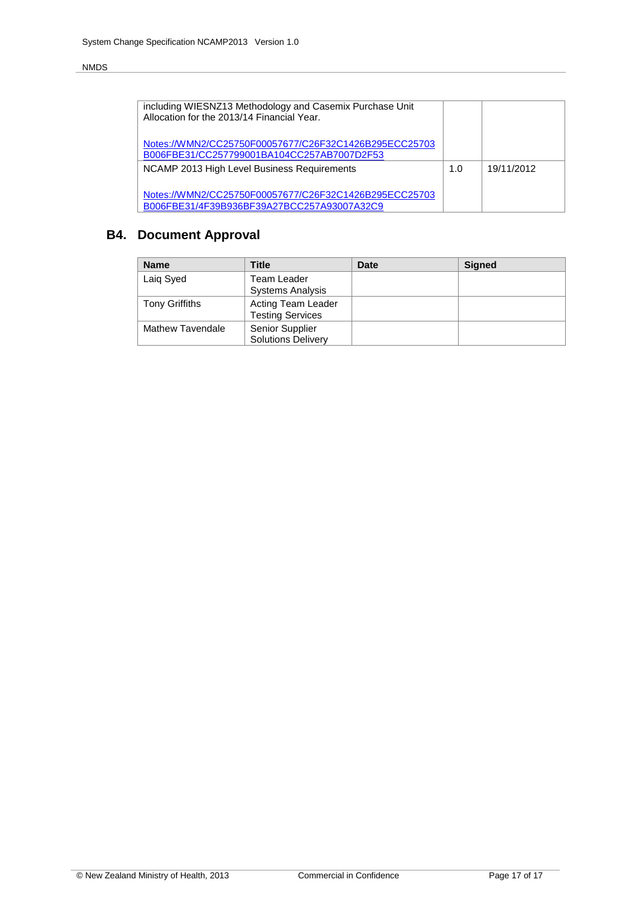| | | |
|---|---|---|
| including WIESNZ13 Methodology and Casemix Purchase Unit Allocation for the 2013/14 Financial Year.<br><br>Notes://WMN2/CC25750F00057677/C26F32C1426B295ECC25703B006FBE31/CC257799001BA104CC257AB7007D2F53 | | |
| NCAMP 2013 High Level Business Requirements<br><br>Notes://WMN2/CC25750F00057677/C26F32C1426B295ECC25703B006FBE31/4F39B936BF39A27BCC257A93007A32C9 | 1.0 | 19/11/2012 |

## B4. Document Approval

| Name | Title | Date | Signed |
|---|---|---|---|
| Laiq Syed | Team Leader<br>Systems Analysis | | |
| Tony Griffiths | Acting Team Leader<br>Testing Services | | |
| Mathew Tavendale | Senior Supplier<br>Solutions Delivery | | |